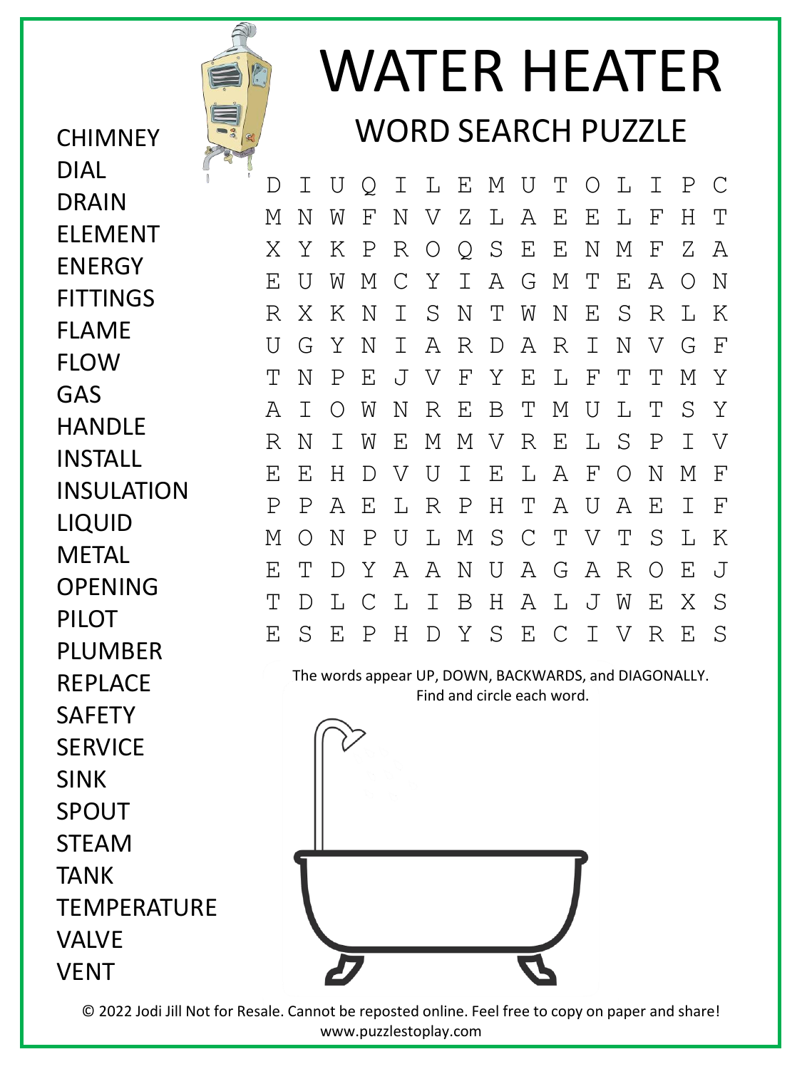# WATER HEATER

## WORD SEARCH PUZZLE

CHIMNEY
DIAL
DRAIN
ELEMENT
ENERGY
FITTINGS
FLAME
FLOW
GAS
HANDLE
INSTALL
INSULATION
LIQUID
METAL
OPENING
PILOT
PLUMBER
REPLACE
SAFETY
SERVICE
SINK
SPOUT
STEAM
TANK
TEMPERATURE
VALVE
VENT

| | | | | | | | | | | | | | | |
|---|---|---|---|---|---|---|---|---|---|---|---|---|---|---|
| D | I | U | Q | I | L | E | M | U | T | O | L | I | P | C |
| M | N | W | F | N | V | Z | L | A | E | E | L | F | H | T |
| X | Y | K | P | R | O | Q | S | E | E | N | M | F | Z | A |
| E | U | W | M | C | Y | I | A | G | M | T | E | A | O | N |
| R | X | K | N | I | S | N | T | W | N | E | S | R | L | K |
| U | G | Y | N | I | A | R | D | A | R | I | N | V | G | F |
| T | N | P | E | J | V | F | Y | E | L | F | T | T | M | Y |
| A | I | O | W | N | R | E | B | T | M | U | L | T | S | Y |
| R | N | I | W | E | M | M | V | R | E | L | S | P | I | V |
| E | E | H | D | V | U | I | E | L | A | F | O | N | M | F |
| P | P | A | E | L | R | P | H | T | A | U | A | E | I | F |
| M | O | N | P | U | L | M | S | C | T | V | T | S | L | K |
| E | T | D | Y | A | A | N | U | A | G | A | R | O | E | J |
| T | D | L | C | L | I | B | H | A | L | J | W | E | X | S |
| E | S | E | P | H | D | Y | S | E | C | I | V | R | E | S |

The words appear UP, DOWN, BACKWARDS, and DIAGONALLY.
Find and circle each word.

© 2022 Jodi Jill Not for Resale. Cannot be reposted online. Feel free to copy on paper and share!
www.puzzlestoplay.com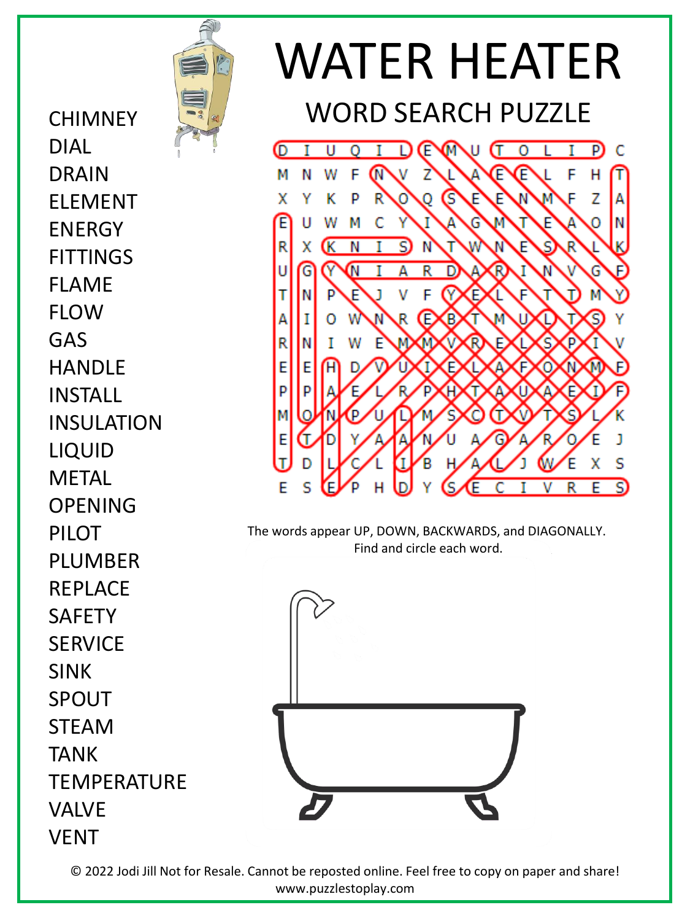# WATER HEATER

## WORD SEARCH PUZZLE

CHIMNEY
DIAL
DRAIN
ELEMENT
ENERGY
FITTINGS
FLAME
FLOW
GAS
HANDLE
INSTALL
INSULATION
LIQUID
METAL
OPENING
PILOT
PLUMBER
REPLACE
SAFETY
SERVICE
SINK
SPOUT
STEAM
TANK
TEMPERATURE
VALVE
VENT

| | | | | | | | | | | | | | | |
|---|---|---|---|---|---|---|---|---|---|---|---|---|---|---|
| D | I | U | Q | I | L | E | M | U | T | O | L | I | P | C |
| M | N | W | F | N | V | Z | L | A | E | E | L | F | H | T |
| X | Y | K | P | R | O | Q | S | E | E | N | M | F | Z | A |
| E | U | W | M | C | Y | I | A | G | M | T | E | A | O | N |
| R | X | K | N | I | S | N | T | W | N | E | S | R | L | K |
| U | G | Y | N | I | A | R | D | A | R | I | N | V | G | F |
| T | N | P | E | J | V | F | Y | E | L | F | T | T | M | Y |
| A | I | O | W | N | R | E | B | T | M | U | L | T | S | Y |
| R | N | I | W | E | M | M | V | R | E | L | S | P | I | V |
| E | E | H | D | V | U | I | E | L | A | F | O | N | M | F |
| P | P | A | E | L | R | P | H | T | A | U | A | E | I | F |
| M | O | N | P | U | L | M | S | C | T | V | T | S | L | K |
| E | T | D | Y | A | A | N | U | A | G | A | R | O | E | J |
| T | D | L | C | L | I | B | H | A | L | J | W | E | X | S |
| E | S | E | P | H | D | Y | S | E | C | I | V | R | E | S |

The words appear UP, DOWN, BACKWARDS, and DIAGONALLY.
Find and circle each word.

© 2022 Jodi Jill Not for Resale. Cannot be reposted online. Feel free to copy on paper and share!
www.puzzlestoplay.com